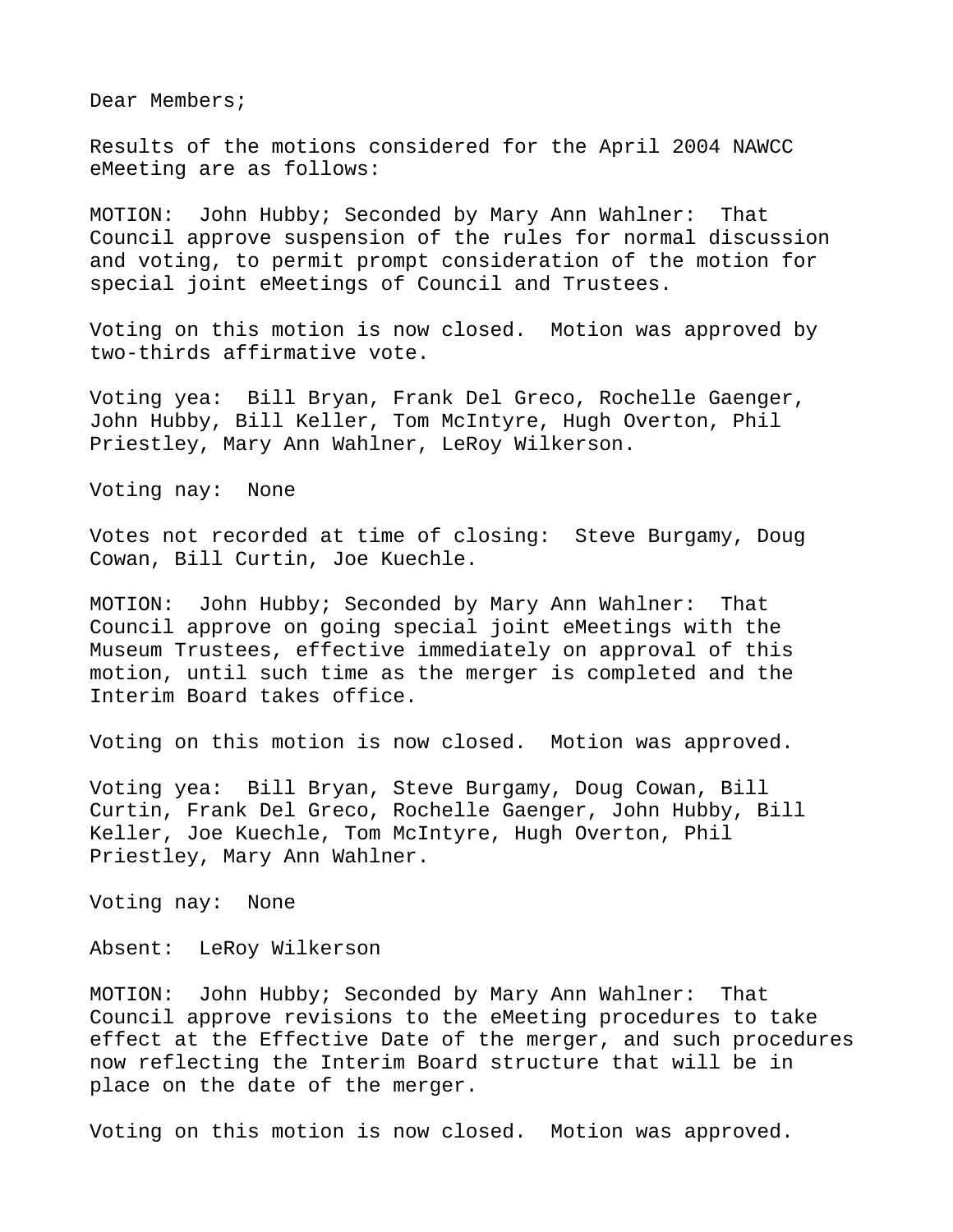Dear Members;

Results of the motions considered for the April 2004 NAWCC eMeeting are as follows:

MOTION: John Hubby; Seconded by Mary Ann Wahlner: That Council approve suspension of the rules for normal discussion and voting, to permit prompt consideration of the motion for special joint eMeetings of Council and Trustees.

Voting on this motion is now closed. Motion was approved by two-thirds affirmative vote.

Voting yea: Bill Bryan, Frank Del Greco, Rochelle Gaenger, John Hubby, Bill Keller, Tom McIntyre, Hugh Overton, Phil Priestley, Mary Ann Wahlner, LeRoy Wilkerson.

Voting nay: None

Votes not recorded at time of closing: Steve Burgamy, Doug Cowan, Bill Curtin, Joe Kuechle.

MOTION: John Hubby; Seconded by Mary Ann Wahlner: That Council approve on going special joint eMeetings with the Museum Trustees, effective immediately on approval of this motion, until such time as the merger is completed and the Interim Board takes office.

Voting on this motion is now closed. Motion was approved.

Voting yea: Bill Bryan, Steve Burgamy, Doug Cowan, Bill Curtin, Frank Del Greco, Rochelle Gaenger, John Hubby, Bill Keller, Joe Kuechle, Tom McIntyre, Hugh Overton, Phil Priestley, Mary Ann Wahlner.

Voting nay: None

Absent: LeRoy Wilkerson

MOTION: John Hubby; Seconded by Mary Ann Wahlner: That Council approve revisions to the eMeeting procedures to take effect at the Effective Date of the merger, and such procedures now reflecting the Interim Board structure that will be in place on the date of the merger.

Voting on this motion is now closed. Motion was approved.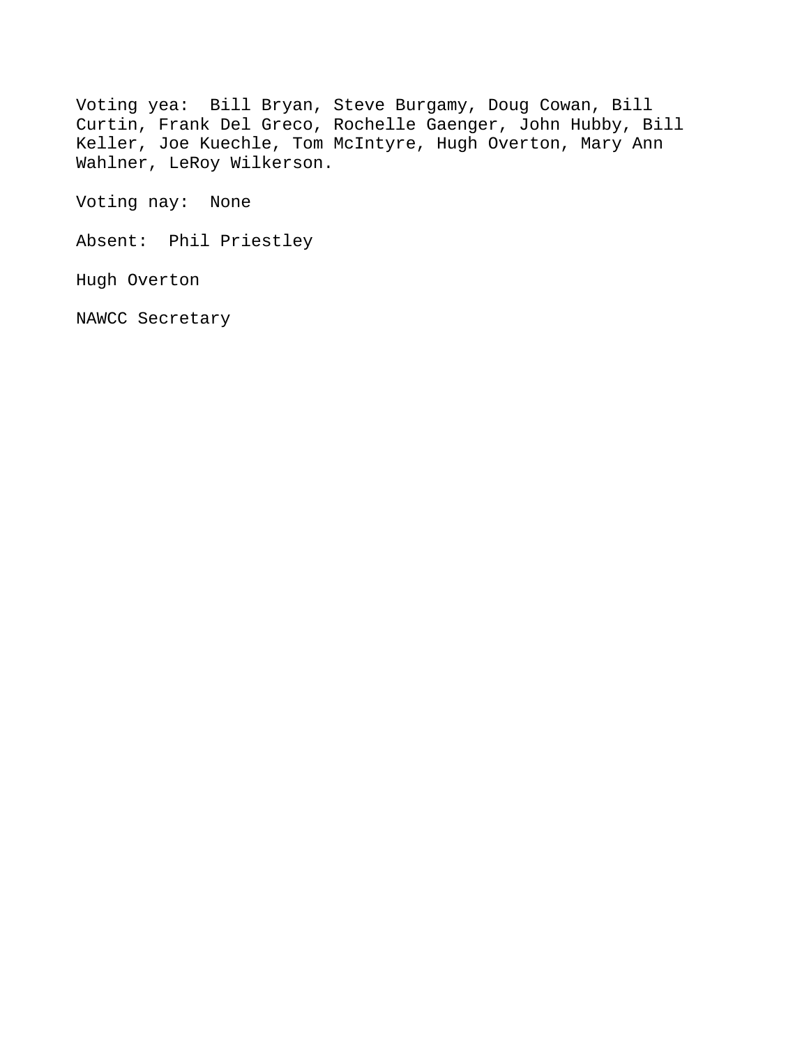Voting yea: Bill Bryan, Steve Burgamy, Doug Cowan, Bill Curtin, Frank Del Greco, Rochelle Gaenger, John Hubby, Bill Keller, Joe Kuechle, Tom McIntyre, Hugh Overton, Mary Ann Wahlner, LeRoy Wilkerson.

Voting nay: None

Absent: Phil Priestley

Hugh Overton

NAWCC Secretary